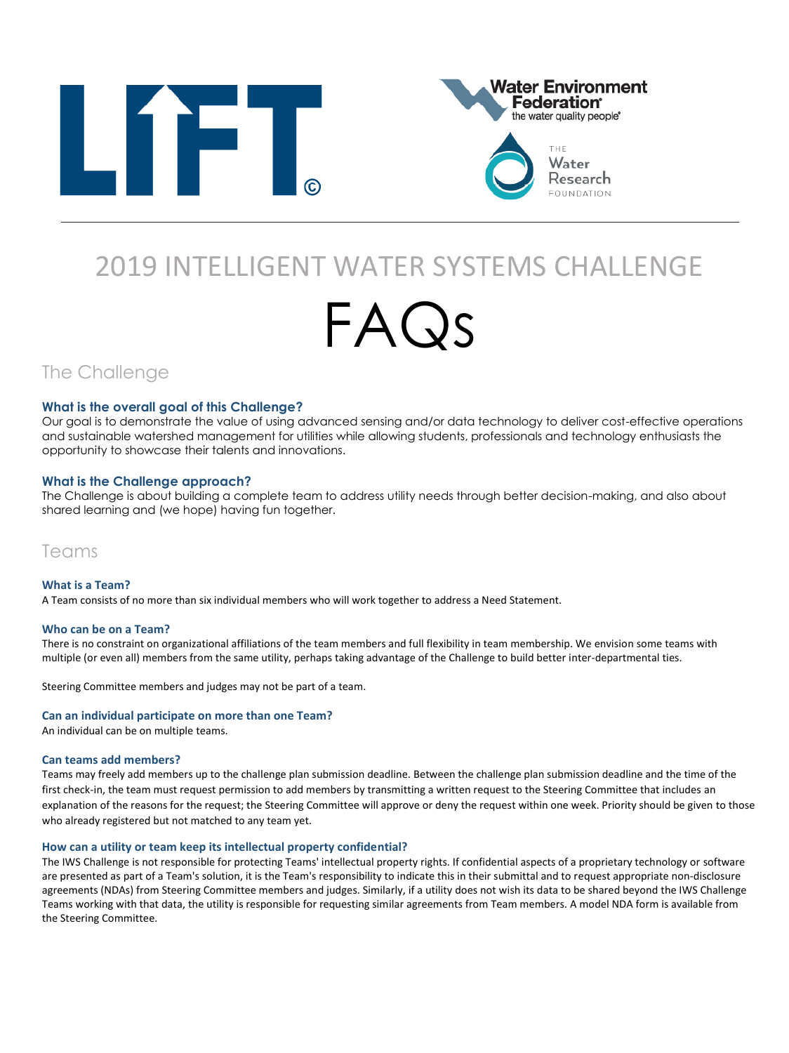# 2019 INTELLIGENT WATER SYSTEMS CHALLENGE

# FAQs

## The Challenge

### What is the overall goal of this Challenge?

Our goal is to demonstrate the value of using advanced sensing and/or data technology to deliver cost-effective operations and sustainable watershed management for utilities while allowing students, professionals and technology enthusiasts the opportunity to showcase their talents and innovations.

### What is the Challenge approach?

The Challenge is about building a complete team to address utility needs through better decision-making, and also about shared learning and (we hope) having fun together.

## Teams

### What is a Team?

A Team consists of no more than six individual members who will work together to address a Need Statement.

### Who can be on a Team?

There is no constraint on organizational affiliations of the team members and full flexibility in team membership. We envision some teams with multiple (or even all) members from the same utility, perhaps taking advantage of the Challenge to build better inter-departmental ties.

Steering Committee members and judges may not be part of a team.

### Can an individual participate on more than one Team?

An individual can be on multiple teams.

### Can teams add members?

Teams may freely add members up to the challenge plan submission deadline. Between the challenge plan submission deadline and the time of the first check-in, the team must request permission to add members by transmitting a written request to the Steering Committee that includes an explanation of the reasons for the request; the Steering Committee will approve or deny the request within one week. Priority should be given to those who already registered but not matched to any team yet.

### How can a utility or team keep its intellectual property confidential?

The IWS Challenge is not responsible for protecting Teams' intellectual property rights. If confidential aspects of a proprietary technology or software are presented as part of a Team's solution, it is the Team's responsibility to indicate this in their submittal and to request appropriate non-disclosure agreements (NDAs) from Steering Committee members and judges. Similarly, if a utility does not wish its data to be shared beyond the IWS Challenge Teams working with that data, the utility is responsible for requesting similar agreements from Team members. A model NDA form is available from the Steering Committee.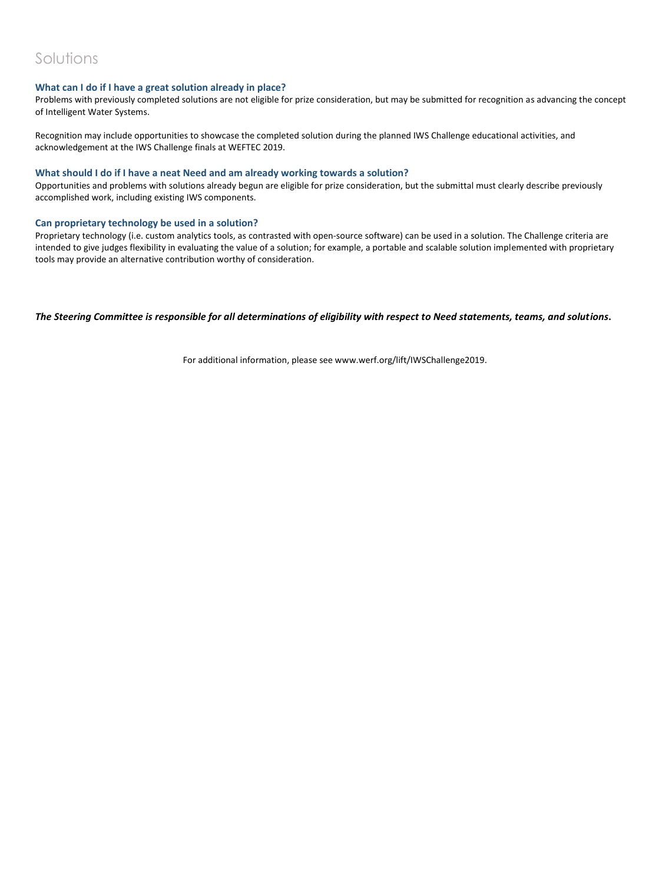# Solutions

### What can I do if I have a great solution already in place?

Problems with previously completed solutions are not eligible for prize consideration, but may be submitted for recognition as advancing the concept of Intelligent Water Systems.

Recognition may include opportunities to showcase the completed solution during the planned IWS Challenge educational activities, and acknowledgement at the IWS Challenge finals at WEFTEC 2019.

### What should I do if I have a neat Need and am already working towards a solution?

Opportunities and problems with solutions already begun are eligible for prize consideration, but the submittal must clearly describe previously accomplished work, including existing IWS components.

### Can proprietary technology be used in a solution?

Proprietary technology (i.e. custom analytics tools, as contrasted with open-source software) can be used in a solution. The Challenge criteria are intended to give judges flexibility in evaluating the value of a solution; for example, a portable and scalable solution implemented with proprietary tools may provide an alternative contribution worthy of consideration.

***The Steering Committee is responsible for all determinations of eligibility with respect to Need statements, teams, and solutions.***

For additional information, please see www.werf.org/lift/IWSChallenge2019.